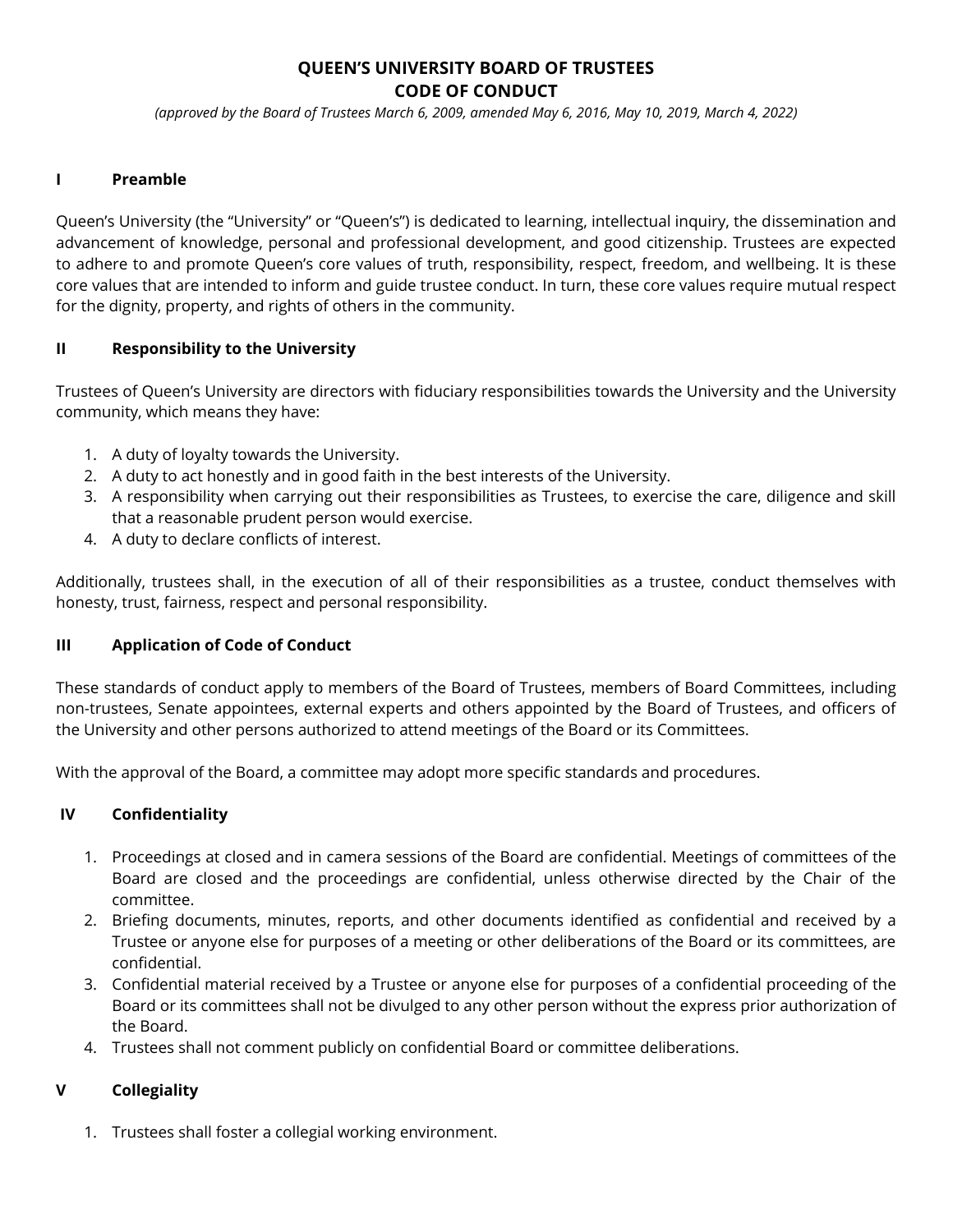# QUEEN'S UNIVERSITY BOARD OF TRUSTEES
# CODE OF CONDUCT

*(approved by the Board of Trustees March 6, 2009, amended May 6, 2016, May 10, 2019, March 4, 2022)*

## I Preamble

Queen's University (the "University" or "Queen's") is dedicated to learning, intellectual inquiry, the dissemination and advancement of knowledge, personal and professional development, and good citizenship. Trustees are expected to adhere to and promote Queen's core values of truth, responsibility, respect, freedom, and wellbeing. It is these core values that are intended to inform and guide trustee conduct. In turn, these core values require mutual respect for the dignity, property, and rights of others in the community.

## II Responsibility to the University

Trustees of Queen's University are directors with fiduciary responsibilities towards the University and the University community, which means they have:

1. A duty of loyalty towards the University.
2. A duty to act honestly and in good faith in the best interests of the University.
3. A responsibility when carrying out their responsibilities as Trustees, to exercise the care, diligence and skill that a reasonable prudent person would exercise.
4. A duty to declare conflicts of interest.

Additionally, trustees shall, in the execution of all of their responsibilities as a trustee, conduct themselves with honesty, trust, fairness, respect and personal responsibility.

## III Application of Code of Conduct

These standards of conduct apply to members of the Board of Trustees, members of Board Committees, including non-trustees, Senate appointees, external experts and others appointed by the Board of Trustees, and officers of the University and other persons authorized to attend meetings of the Board or its Committees.

With the approval of the Board, a committee may adopt more specific standards and procedures.

## IV Confidentiality

1. Proceedings at closed and in camera sessions of the Board are confidential. Meetings of committees of the Board are closed and the proceedings are confidential, unless otherwise directed by the Chair of the committee.
2. Briefing documents, minutes, reports, and other documents identified as confidential and received by a Trustee or anyone else for purposes of a meeting or other deliberations of the Board or its committees, are confidential.
3. Confidential material received by a Trustee or anyone else for purposes of a confidential proceeding of the Board or its committees shall not be divulged to any other person without the express prior authorization of the Board.
4. Trustees shall not comment publicly on confidential Board or committee deliberations.

## V Collegiality

1. Trustees shall foster a collegial working environment.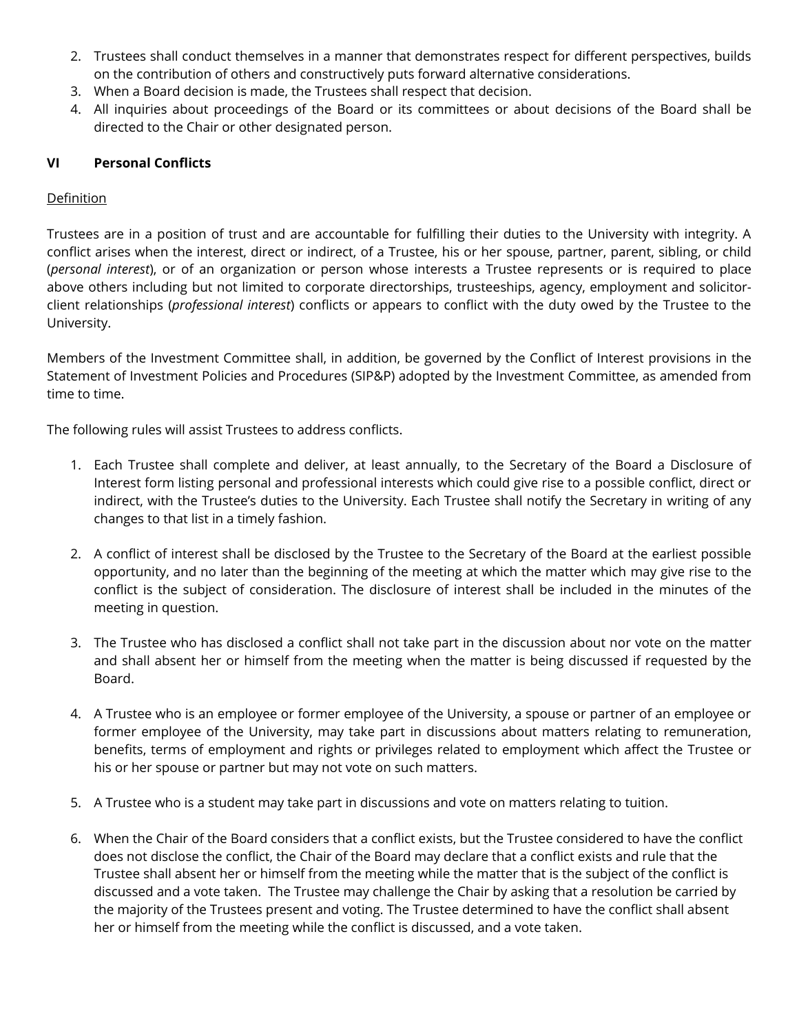2. Trustees shall conduct themselves in a manner that demonstrates respect for different perspectives, builds on the contribution of others and constructively puts forward alternative considerations.
3. When a Board decision is made, the Trustees shall respect that decision.
4. All inquiries about proceedings of the Board or its committees or about decisions of the Board shall be directed to the Chair or other designated person.

## VI Personal Conflicts

Definition

Trustees are in a position of trust and are accountable for fulfilling their duties to the University with integrity. A conflict arises when the interest, direct or indirect, of a Trustee, his or her spouse, partner, parent, sibling, or child (*personal interest*), or of an organization or person whose interests a Trustee represents or is required to place above others including but not limited to corporate directorships, trusteeships, agency, employment and solicitor-client relationships (*professional interest*) conflicts or appears to conflict with the duty owed by the Trustee to the University.

Members of the Investment Committee shall, in addition, be governed by the Conflict of Interest provisions in the Statement of Investment Policies and Procedures (SIP&P) adopted by the Investment Committee, as amended from time to time.

The following rules will assist Trustees to address conflicts.

1. Each Trustee shall complete and deliver, at least annually, to the Secretary of the Board a Disclosure of Interest form listing personal and professional interests which could give rise to a possible conflict, direct or indirect, with the Trustee's duties to the University. Each Trustee shall notify the Secretary in writing of any changes to that list in a timely fashion.

2. A conflict of interest shall be disclosed by the Trustee to the Secretary of the Board at the earliest possible opportunity, and no later than the beginning of the meeting at which the matter which may give rise to the conflict is the subject of consideration. The disclosure of interest shall be included in the minutes of the meeting in question.

3. The Trustee who has disclosed a conflict shall not take part in the discussion about nor vote on the matter and shall absent her or himself from the meeting when the matter is being discussed if requested by the Board.

4. A Trustee who is an employee or former employee of the University, a spouse or partner of an employee or former employee of the University, may take part in discussions about matters relating to remuneration, benefits, terms of employment and rights or privileges related to employment which affect the Trustee or his or her spouse or partner but may not vote on such matters.

5. A Trustee who is a student may take part in discussions and vote on matters relating to tuition.

6. When the Chair of the Board considers that a conflict exists, but the Trustee considered to have the conflict does not disclose the conflict, the Chair of the Board may declare that a conflict exists and rule that the Trustee shall absent her or himself from the meeting while the matter that is the subject of the conflict is discussed and a vote taken. The Trustee may challenge the Chair by asking that a resolution be carried by the majority of the Trustees present and voting. The Trustee determined to have the conflict shall absent her or himself from the meeting while the conflict is discussed, and a vote taken.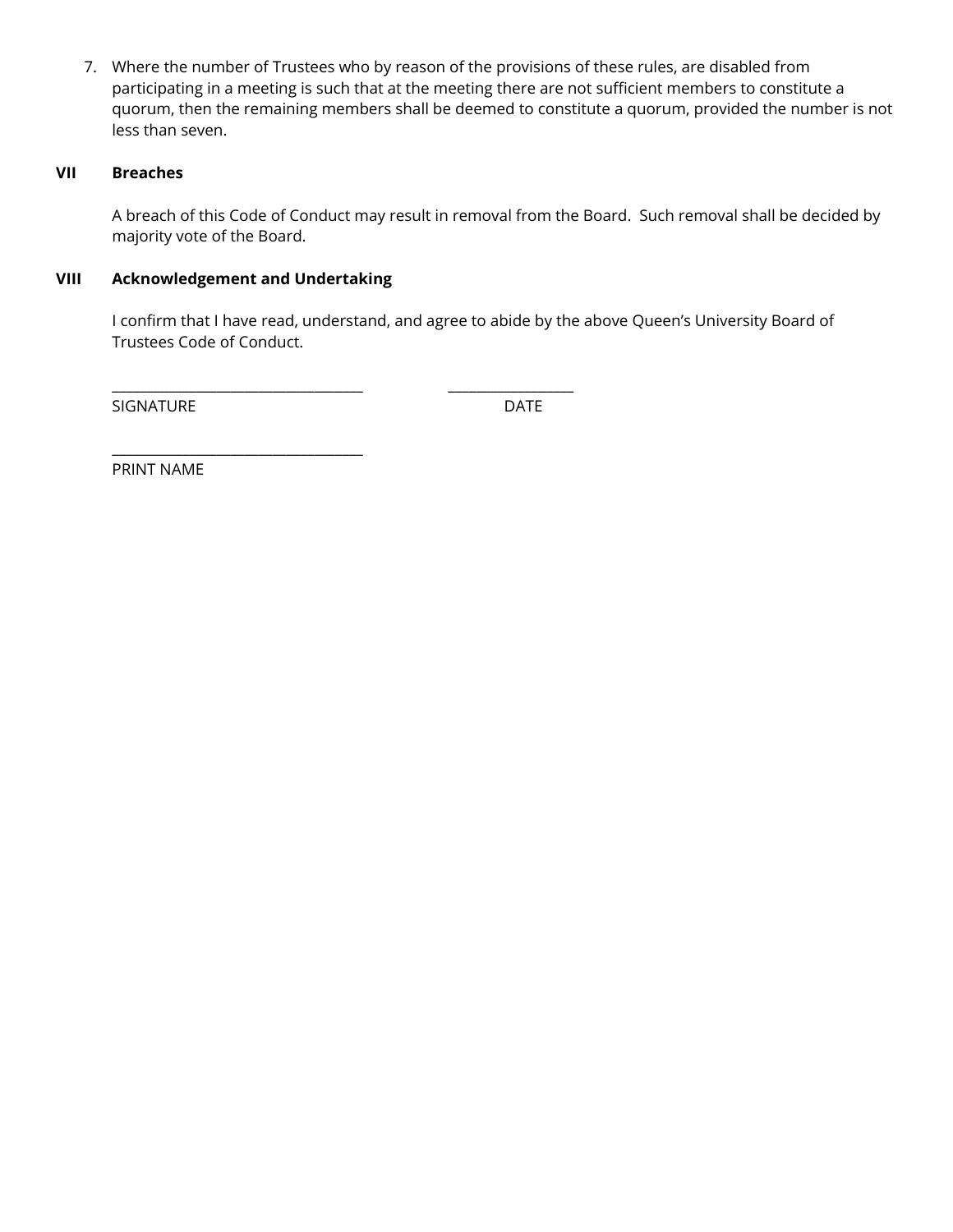7. Where the number of Trustees who by reason of the provisions of these rules, are disabled from participating in a meeting is such that at the meeting there are not sufficient members to constitute a quorum, then the remaining members shall be deemed to constitute a quorum, provided the number is not less than seven.

## VII Breaches

A breach of this Code of Conduct may result in removal from the Board. Such removal shall be decided by majority vote of the Board.

## VIII Acknowledgement and Undertaking

I confirm that I have read, understand, and agree to abide by the above Queen's University Board of Trustees Code of Conduct.

\_\_\_\_\_\_\_\_\_\_\_\_\_\_\_\_\_\_\_\_\_\_\_\_\_\_\_\_\_\_\_\_\_\_\_ \_\_\_\_\_\_\_\_\_\_\_\_\_\_\_\_\_\_

SIGNATURE DATE

\_\_\_\_\_\_\_\_\_\_\_\_\_\_\_\_\_\_\_\_\_\_\_\_\_\_\_\_\_\_\_\_\_\_\_

PRINT NAME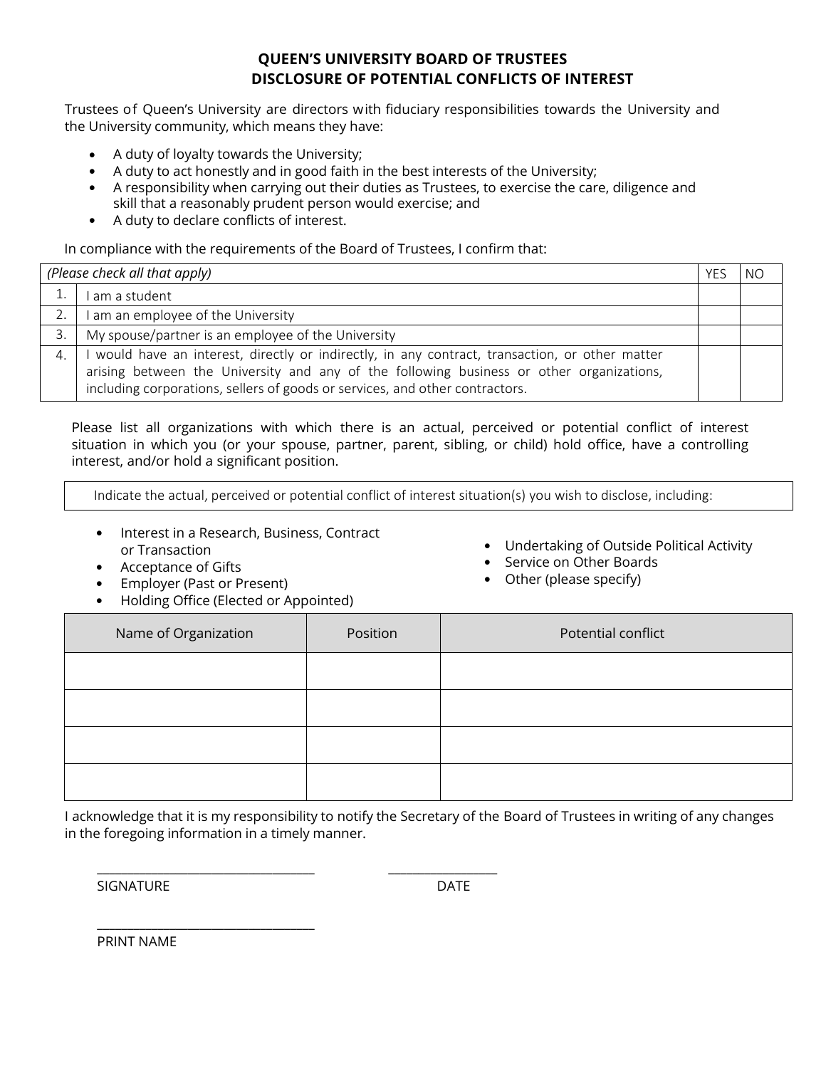# QUEEN'S UNIVERSITY BOARD OF TRUSTEES
# DISCLOSURE OF POTENTIAL CONFLICTS OF INTEREST

Trustees of Queen's University are directors with fiduciary responsibilities towards the University and the University community, which means they have:

- A duty of loyalty towards the University;
- A duty to act honestly and in good faith in the best interests of the University;
- A responsibility when carrying out their duties as Trustees, to exercise the care, diligence and skill that a reasonably prudent person would exercise; and
- A duty to declare conflicts of interest.

In compliance with the requirements of the Board of Trustees, I confirm that:

| | *(Please check all that apply)* | YES | NO |
|---|---|---|---|
| 1. | I am a student | | |
| 2. | I am an employee of the University | | |
| 3. | My spouse/partner is an employee of the University | | |
| 4. | I would have an interest, directly or indirectly, in any contract, transaction, or other matter arising between the University and any of the following business or other organizations, including corporations, sellers of goods or services, and other contractors. | | |

Please list all organizations with which there is an actual, perceived or potential conflict of interest situation in which you (or your spouse, partner, parent, sibling, or child) hold office, have a controlling interest, and/or hold a significant position.

Indicate the actual, perceived or potential conflict of interest situation(s) you wish to disclose, including:

- Interest in a Research, Business, Contract or Transaction
- Acceptance of Gifts
- Employer (Past or Present)
- Holding Office (Elected or Appointed)
- Undertaking of Outside Political Activity
- Service on Other Boards
- Other (please specify)

| Name of Organization | Position | Potential conflict |
|---|---|---|
| | | |
| | | |
| | | |
| | | |

I acknowledge that it is my responsibility to notify the Secretary of the Board of Trustees in writing of any changes in the foregoing information in a timely manner.

_________________________________ SIGNATURE

________________ DATE

_________________________________ PRINT NAME